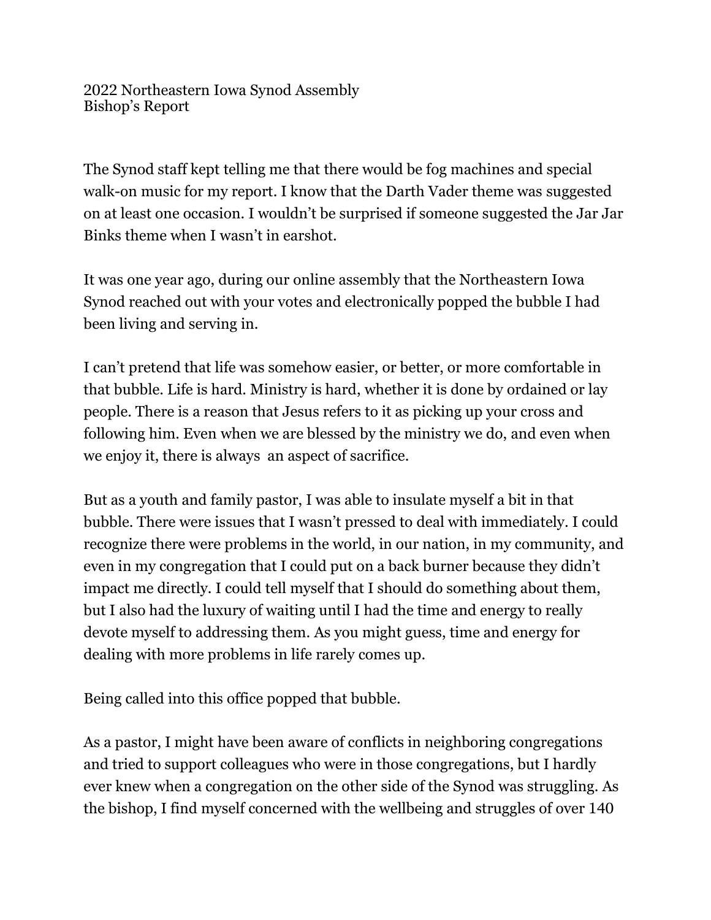2022 Northeastern Iowa Synod Assembly
Bishop's Report

The Synod staff kept telling me that there would be fog machines and special walk-on music for my report. I know that the Darth Vader theme was suggested on at least one occasion. I wouldn't be surprised if someone suggested the Jar Jar Binks theme when I wasn't in earshot.

It was one year ago, during our online assembly that the Northeastern Iowa Synod reached out with your votes and electronically popped the bubble I had been living and serving in.

I can't pretend that life was somehow easier, or better, or more comfortable in that bubble. Life is hard. Ministry is hard, whether it is done by ordained or lay people. There is a reason that Jesus refers to it as picking up your cross and following him. Even when we are blessed by the ministry we do, and even when we enjoy it, there is always an aspect of sacrifice.

But as a youth and family pastor, I was able to insulate myself a bit in that bubble. There were issues that I wasn't pressed to deal with immediately. I could recognize there were problems in the world, in our nation, in my community, and even in my congregation that I could put on a back burner because they didn't impact me directly. I could tell myself that I should do something about them, but I also had the luxury of waiting until I had the time and energy to really devote myself to addressing them. As you might guess, time and energy for dealing with more problems in life rarely comes up.

Being called into this office popped that bubble.

As a pastor, I might have been aware of conflicts in neighboring congregations and tried to support colleagues who were in those congregations, but I hardly ever knew when a congregation on the other side of the Synod was struggling. As the bishop, I find myself concerned with the wellbeing and struggles of over 140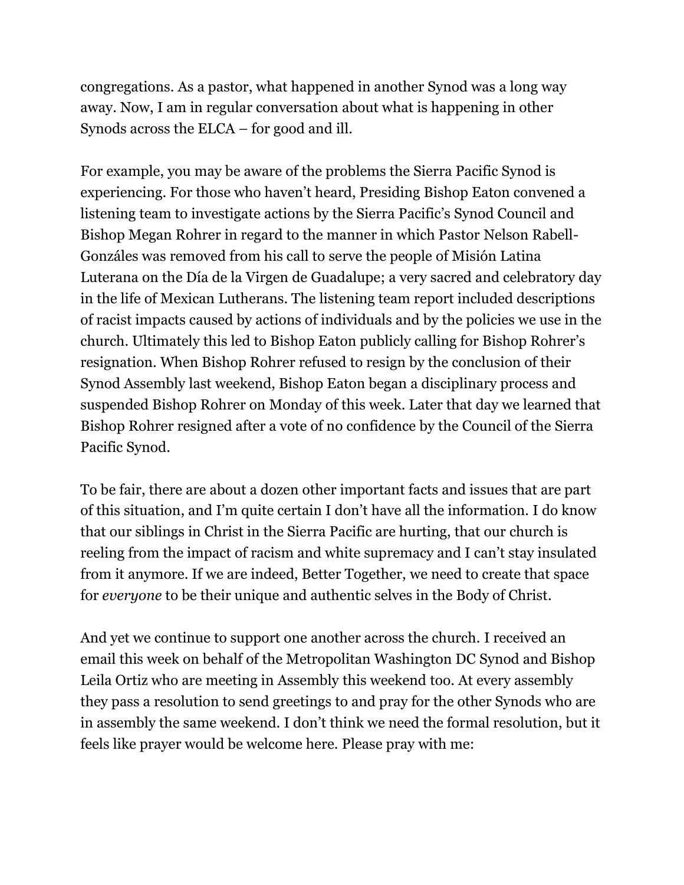congregations. As a pastor, what happened in another Synod was a long way away. Now, I am in regular conversation about what is happening in other Synods across the ELCA – for good and ill.

For example, you may be aware of the problems the Sierra Pacific Synod is experiencing. For those who haven't heard, Presiding Bishop Eaton convened a listening team to investigate actions by the Sierra Pacific's Synod Council and Bishop Megan Rohrer in regard to the manner in which Pastor Nelson Rabell-Gonzáles was removed from his call to serve the people of Misión Latina Luterana on the Día de la Virgen de Guadalupe; a very sacred and celebratory day in the life of Mexican Lutherans. The listening team report included descriptions of racist impacts caused by actions of individuals and by the policies we use in the church. Ultimately this led to Bishop Eaton publicly calling for Bishop Rohrer's resignation. When Bishop Rohrer refused to resign by the conclusion of their Synod Assembly last weekend, Bishop Eaton began a disciplinary process and suspended Bishop Rohrer on Monday of this week. Later that day we learned that Bishop Rohrer resigned after a vote of no confidence by the Council of the Sierra Pacific Synod.

To be fair, there are about a dozen other important facts and issues that are part of this situation, and I'm quite certain I don't have all the information. I do know that our siblings in Christ in the Sierra Pacific are hurting, that our church is reeling from the impact of racism and white supremacy and I can't stay insulated from it anymore. If we are indeed, Better Together, we need to create that space for *everyone* to be their unique and authentic selves in the Body of Christ.

And yet we continue to support one another across the church. I received an email this week on behalf of the Metropolitan Washington DC Synod and Bishop Leila Ortiz who are meeting in Assembly this weekend too. At every assembly they pass a resolution to send greetings to and pray for the other Synods who are in assembly the same weekend. I don't think we need the formal resolution, but it feels like prayer would be welcome here. Please pray with me: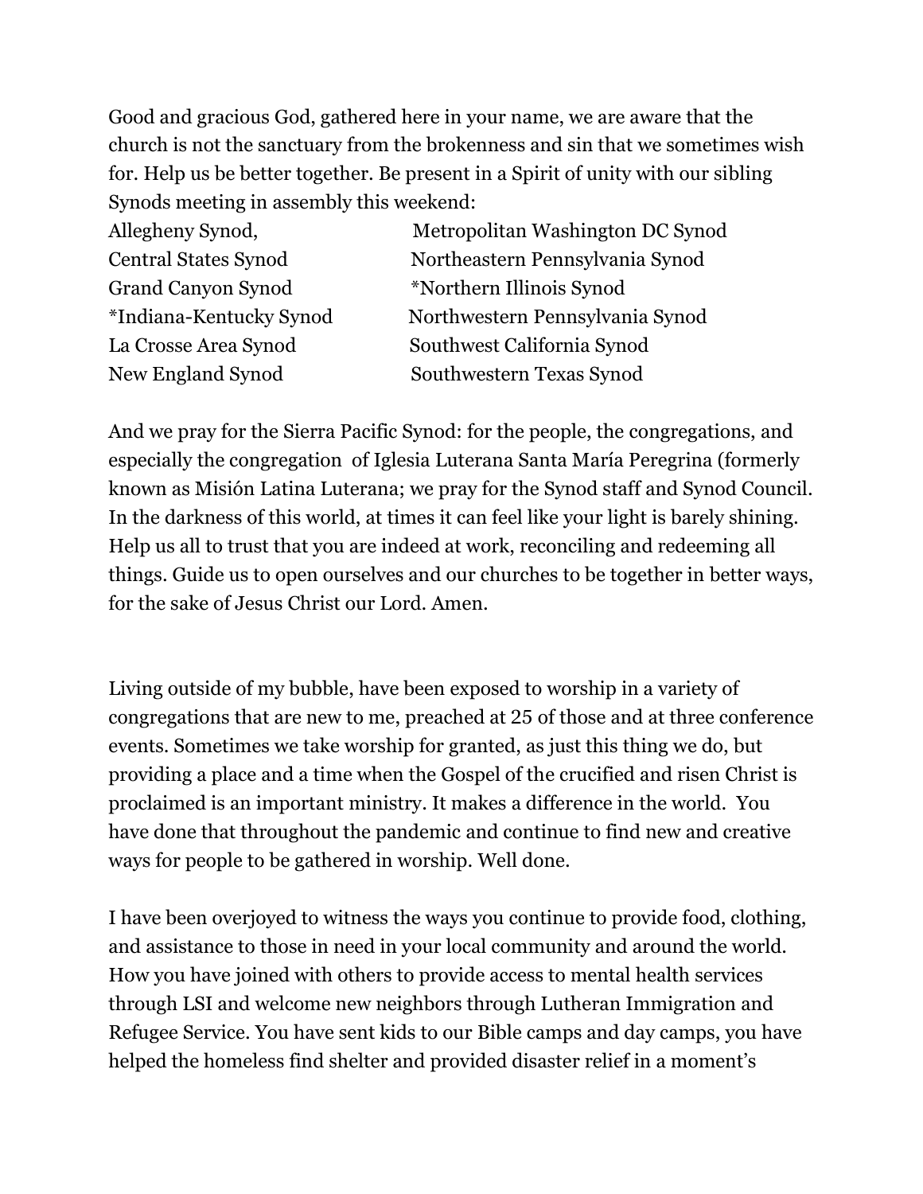Good and gracious God, gathered here in your name, we are aware that the church is not the sanctuary from the brokenness and sin that we sometimes wish for. Help us be better together. Be present in a Spirit of unity with our sibling Synods meeting in assembly this weekend:

Allegheny Synod,
Central States Synod
Grand Canyon Synod
*Indiana-Kentucky Synod
La Crosse Area Synod
New England Synod
Metropolitan Washington DC Synod
Northeastern Pennsylvania Synod
*Northern Illinois Synod
Northwestern Pennsylvania Synod
Southwest California Synod
Southwestern Texas Synod

And we pray for the Sierra Pacific Synod: for the people, the congregations, and especially the congregation of Iglesia Luterana Santa María Peregrina (formerly known as Misión Latina Luterana; we pray for the Synod staff and Synod Council. In the darkness of this world, at times it can feel like your light is barely shining. Help us all to trust that you are indeed at work, reconciling and redeeming all things. Guide us to open ourselves and our churches to be together in better ways, for the sake of Jesus Christ our Lord. Amen.

Living outside of my bubble, have been exposed to worship in a variety of congregations that are new to me, preached at 25 of those and at three conference events. Sometimes we take worship for granted, as just this thing we do, but providing a place and a time when the Gospel of the crucified and risen Christ is proclaimed is an important ministry. It makes a difference in the world. You have done that throughout the pandemic and continue to find new and creative ways for people to be gathered in worship. Well done.

I have been overjoyed to witness the ways you continue to provide food, clothing, and assistance to those in need in your local community and around the world. How you have joined with others to provide access to mental health services through LSI and welcome new neighbors through Lutheran Immigration and Refugee Service. You have sent kids to our Bible camps and day camps, you have helped the homeless find shelter and provided disaster relief in a moment's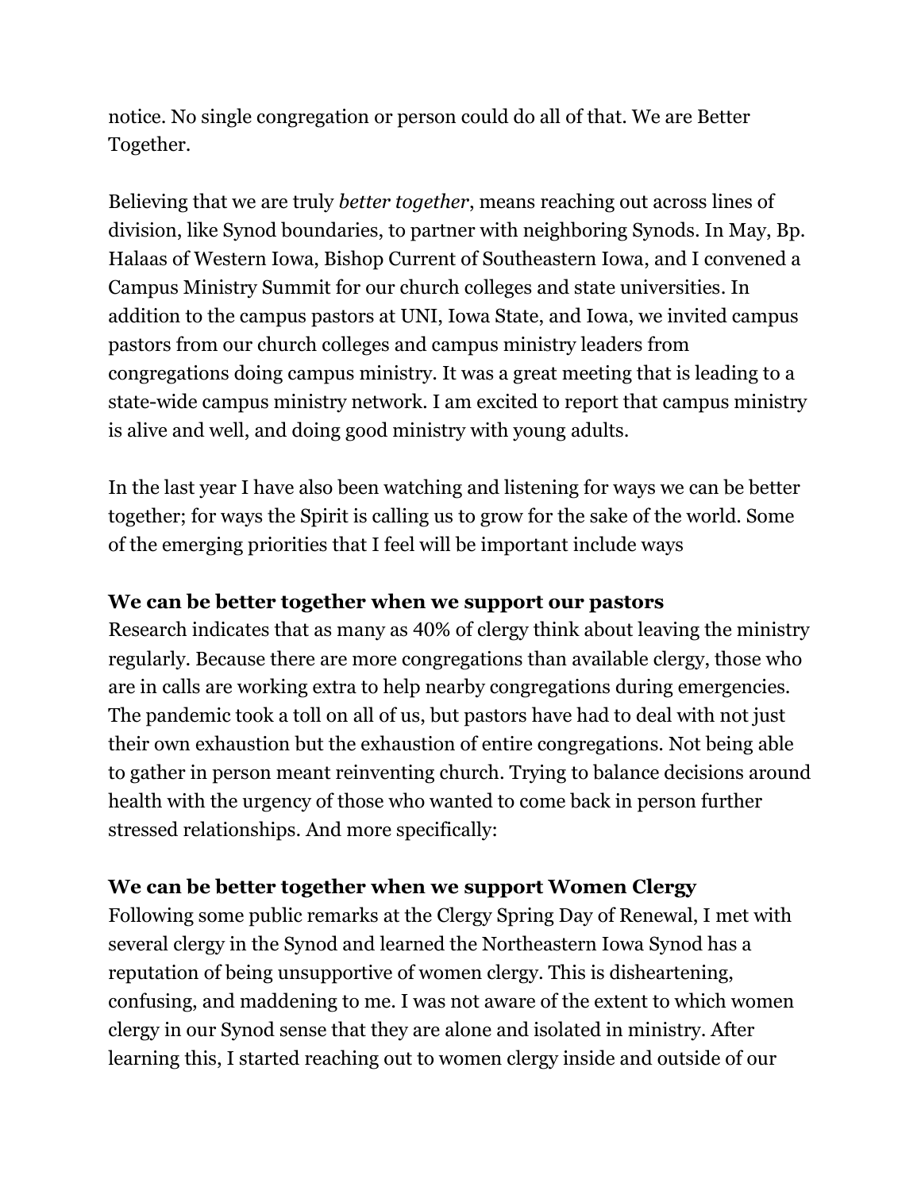notice. No single congregation or person could do all of that. We are Better Together.

Believing that we are truly *better together*, means reaching out across lines of division, like Synod boundaries, to partner with neighboring Synods. In May, Bp. Halaas of Western Iowa, Bishop Current of Southeastern Iowa, and I convened a Campus Ministry Summit for our church colleges and state universities. In addition to the campus pastors at UNI, Iowa State, and Iowa, we invited campus pastors from our church colleges and campus ministry leaders from congregations doing campus ministry. It was a great meeting that is leading to a state-wide campus ministry network. I am excited to report that campus ministry is alive and well, and doing good ministry with young adults.

In the last year I have also been watching and listening for ways we can be better together; for ways the Spirit is calling us to grow for the sake of the world. Some of the emerging priorities that I feel will be important include ways

**We can be better together when we support our pastors**

Research indicates that as many as 40% of clergy think about leaving the ministry regularly. Because there are more congregations than available clergy, those who are in calls are working extra to help nearby congregations during emergencies. The pandemic took a toll on all of us, but pastors have had to deal with not just their own exhaustion but the exhaustion of entire congregations. Not being able to gather in person meant reinventing church. Trying to balance decisions around health with the urgency of those who wanted to come back in person further stressed relationships. And more specifically:

**We can be better together when we support Women Clergy**

Following some public remarks at the Clergy Spring Day of Renewal, I met with several clergy in the Synod and learned the Northeastern Iowa Synod has a reputation of being unsupportive of women clergy. This is disheartening, confusing, and maddening to me. I was not aware of the extent to which women clergy in our Synod sense that they are alone and isolated in ministry. After learning this, I started reaching out to women clergy inside and outside of our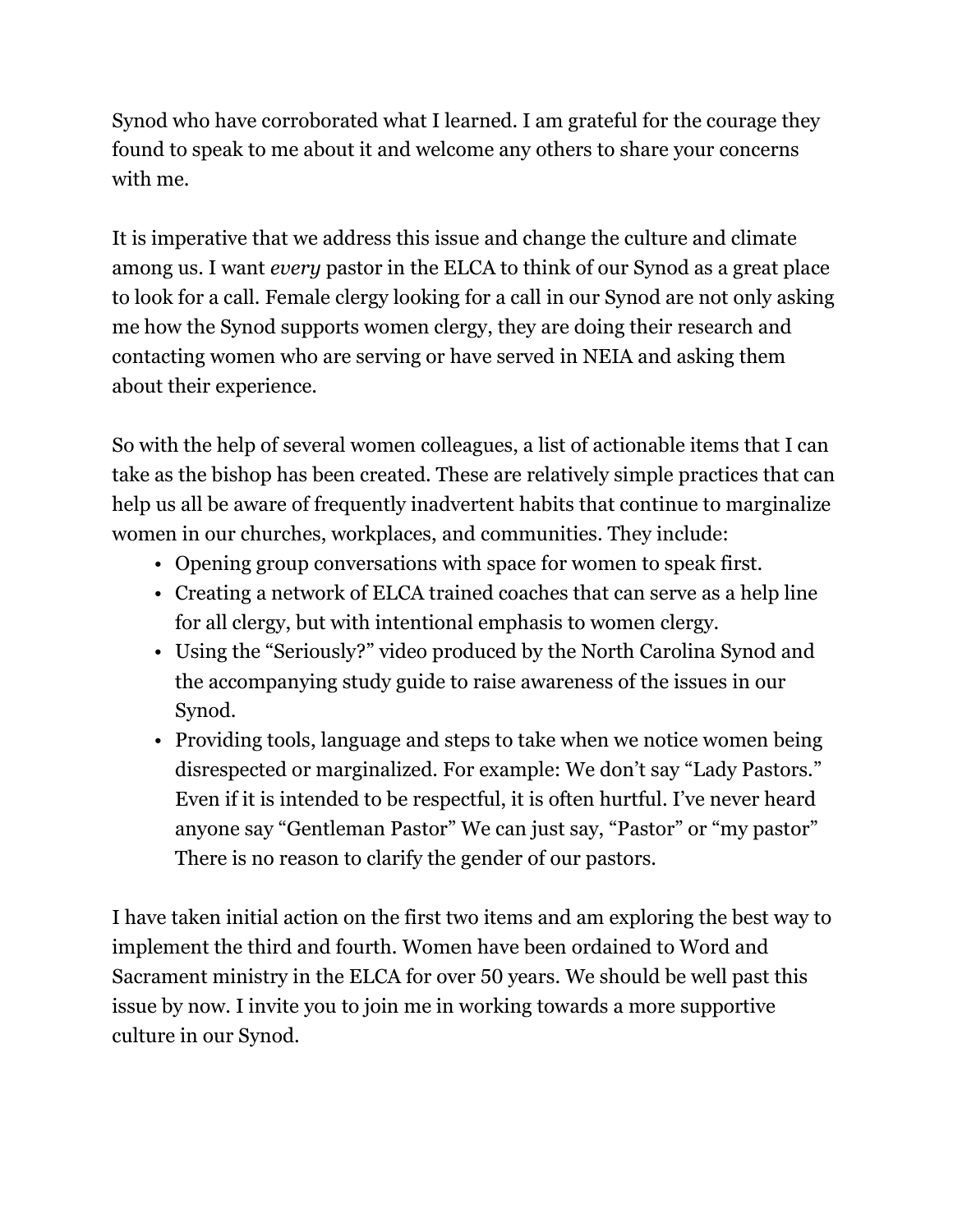Synod who have corroborated what I learned. I am grateful for the courage they found to speak to me about it and welcome any others to share your concerns with me.

It is imperative that we address this issue and change the culture and climate among us. I want *every* pastor in the ELCA to think of our Synod as a great place to look for a call. Female clergy looking for a call in our Synod are not only asking me how the Synod supports women clergy, they are doing their research and contacting women who are serving or have served in NEIA and asking them about their experience.

So with the help of several women colleagues, a list of actionable items that I can take as the bishop has been created. These are relatively simple practices that can help us all be aware of frequently inadvertent habits that continue to marginalize women in our churches, workplaces, and communities. They include:

- Opening group conversations with space for women to speak first.
- Creating a network of ELCA trained coaches that can serve as a help line for all clergy, but with intentional emphasis to women clergy.
- Using the "Seriously?" video produced by the North Carolina Synod and the accompanying study guide to raise awareness of the issues in our Synod.
- Providing tools, language and steps to take when we notice women being disrespected or marginalized. For example: We don't say "Lady Pastors." Even if it is intended to be respectful, it is often hurtful. I've never heard anyone say "Gentleman Pastor" We can just say, "Pastor" or "my pastor" There is no reason to clarify the gender of our pastors.

I have taken initial action on the first two items and am exploring the best way to implement the third and fourth. Women have been ordained to Word and Sacrament ministry in the ELCA for over 50 years. We should be well past this issue by now. I invite you to join me in working towards a more supportive culture in our Synod.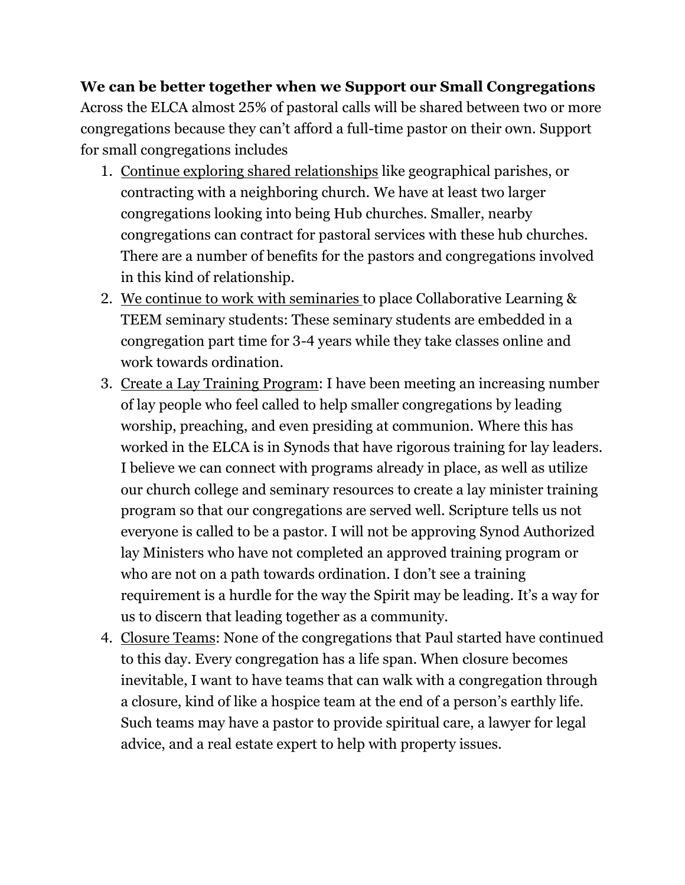**We can be better together when we Support our Small Congregations**

Across the ELCA almost 25% of pastoral calls will be shared between two or more congregations because they can't afford a full-time pastor on their own. Support for small congregations includes

1. <u>Continue exploring shared relationships</u> like geographical parishes, or contracting with a neighboring church. We have at least two larger congregations looking into being Hub churches. Smaller, nearby congregations can contract for pastoral services with these hub churches. There are a number of benefits for the pastors and congregations involved in this kind of relationship.
2. <u>We continue to work with seminaries</u> to place Collaborative Learning & TEEM seminary students: These seminary students are embedded in a congregation part time for 3-4 years while they take classes online and work towards ordination.
3. <u>Create a Lay Training Program</u>: I have been meeting an increasing number of lay people who feel called to help smaller congregations by leading worship, preaching, and even presiding at communion. Where this has worked in the ELCA is in Synods that have rigorous training for lay leaders. I believe we can connect with programs already in place, as well as utilize our church college and seminary resources to create a lay minister training program so that our congregations are served well. Scripture tells us not everyone is called to be a pastor. I will not be approving Synod Authorized lay Ministers who have not completed an approved training program or who are not on a path towards ordination. I don't see a training requirement is a hurdle for the way the Spirit may be leading. It's a way for us to discern that leading together as a community.
4. <u>Closure Teams</u>: None of the congregations that Paul started have continued to this day. Every congregation has a life span. When closure becomes inevitable, I want to have teams that can walk with a congregation through a closure, kind of like a hospice team at the end of a person's earthly life. Such teams may have a pastor to provide spiritual care, a lawyer for legal advice, and a real estate expert to help with property issues.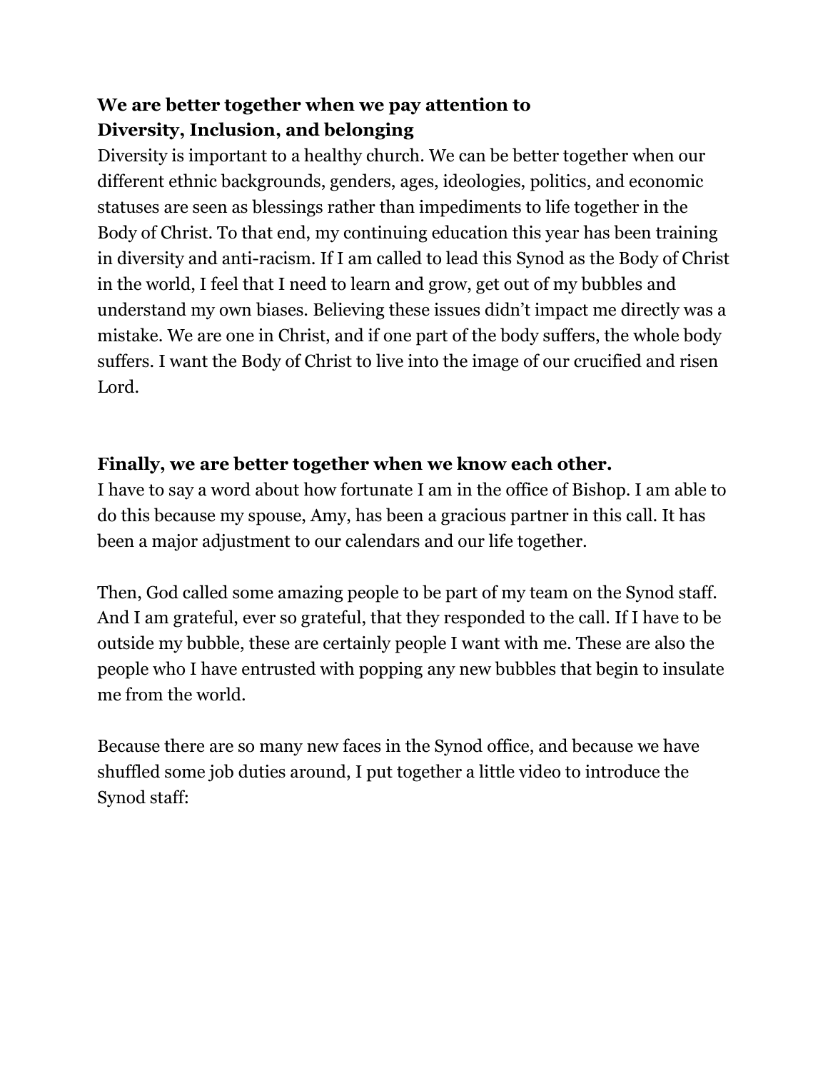**We are better together when we pay attention to Diversity, Inclusion, and belonging**

Diversity is important to a healthy church. We can be better together when our different ethnic backgrounds, genders, ages, ideologies, politics, and economic statuses are seen as blessings rather than impediments to life together in the Body of Christ. To that end, my continuing education this year has been training in diversity and anti-racism. If I am called to lead this Synod as the Body of Christ in the world, I feel that I need to learn and grow, get out of my bubbles and understand my own biases. Believing these issues didn't impact me directly was a mistake. We are one in Christ, and if one part of the body suffers, the whole body suffers. I want the Body of Christ to live into the image of our crucified and risen Lord.

**Finally, we are better together when we know each other.**

I have to say a word about how fortunate I am in the office of Bishop. I am able to do this because my spouse, Amy, has been a gracious partner in this call. It has been a major adjustment to our calendars and our life together.

Then, God called some amazing people to be part of my team on the Synod staff. And I am grateful, ever so grateful, that they responded to the call. If I have to be outside my bubble, these are certainly people I want with me. These are also the people who I have entrusted with popping any new bubbles that begin to insulate me from the world.

Because there are so many new faces in the Synod office, and because we have shuffled some job duties around, I put together a little video to introduce the Synod staff: